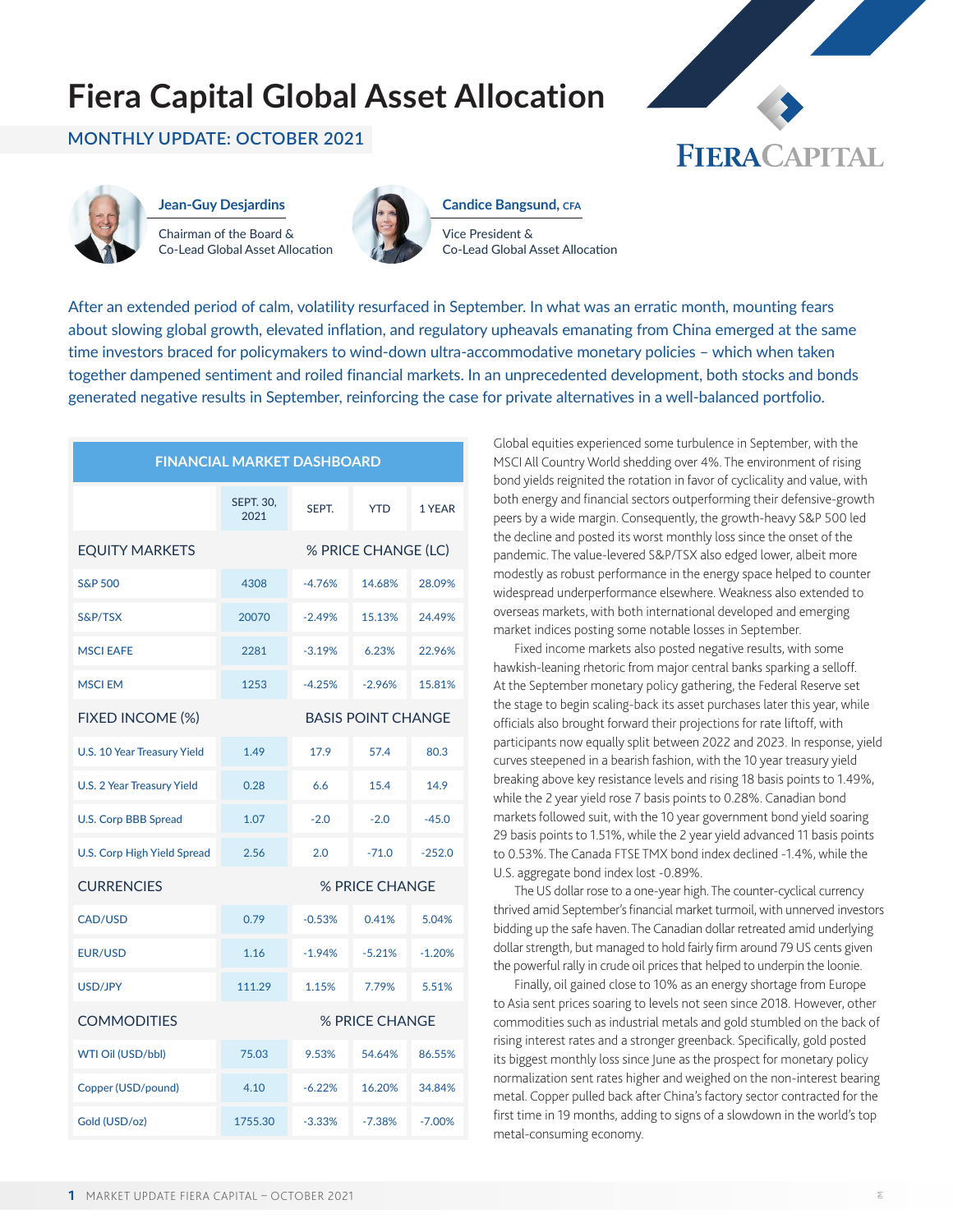# Fiera Capital Global Asset Allocation

## MONTHLY UPDATE: OCTOBER 2021

**Jean-Guy Desjardins**
Chairman of the Board &
Co-Lead Global Asset Allocation

**Candice Bangsund, CFA**
Vice President &
Co-Lead Global Asset Allocation

After an extended period of calm, volatility resurfaced in September. In what was an erratic month, mounting fears about slowing global growth, elevated inflation, and regulatory upheavals emanating from China emerged at the same time investors braced for policymakers to wind-down ultra-accommodative monetary policies – which when taken together dampened sentiment and roiled financial markets. In an unprecedented development, both stocks and bonds generated negative results in September, reinforcing the case for private alternatives in a well-balanced portfolio.

| FINANCIAL MARKET DASHBOARD | | | | |
|---|---|---|---|---|
| | SEPT. 30, 2021 | SEPT. | YTD | 1 YEAR |
| **EQUITY MARKETS** | | % PRICE CHANGE (LC) | | |
| S&P 500 | 4308 | -4.76% | 14.68% | 28.09% |
| S&P/TSX | 20070 | -2.49% | 15.13% | 24.49% |
| MSCI EAFE | 2281 | -3.19% | 6.23% | 22.96% |
| MSCI EM | 1253 | -4.25% | -2.96% | 15.81% |
| **FIXED INCOME (%)** | | BASIS POINT CHANGE | | |
| U.S. 10 Year Treasury Yield | 1.49 | 17.9 | 57.4 | 80.3 |
| U.S. 2 Year Treasury Yield | 0.28 | 6.6 | 15.4 | 14.9 |
| U.S. Corp BBB Spread | 1.07 | -2.0 | -2.0 | -45.0 |
| U.S. Corp High Yield Spread | 2.56 | 2.0 | -71.0 | -252.0 |
| **CURRENCIES** | | % PRICE CHANGE | | |
| CAD/USD | 0.79 | -0.53% | 0.41% | 5.04% |
| EUR/USD | 1.16 | -1.94% | -5.21% | -1.20% |
| USD/JPY | 111.29 | 1.15% | 7.79% | 5.51% |
| **COMMODITIES** | | % PRICE CHANGE | | |
| WTI Oil (USD/bbl) | 75.03 | 9.53% | 54.64% | 86.55% |
| Copper (USD/pound) | 4.10 | -6.22% | 16.20% | 34.84% |
| Gold (USD/oz) | 1755.30 | -3.33% | -7.38% | -7.00% |

Global equities experienced some turbulence in September, with the MSCI All Country World shedding over 4%. The environment of rising bond yields reignited the rotation in favor of cyclicality and value, with both energy and financial sectors outperforming their defensive-growth peers by a wide margin. Consequently, the growth-heavy S&P 500 led the decline and posted its worst monthly loss since the onset of the pandemic. The value-levered S&P/TSX also edged lower, albeit more modestly as robust performance in the energy space helped to counter widespread underperformance elsewhere. Weakness also extended to overseas markets, with both international developed and emerging market indices posting some notable losses in September.

Fixed income markets also posted negative results, with some hawkish-leaning rhetoric from major central banks sparking a selloff. At the September monetary policy gathering, the Federal Reserve set the stage to begin scaling-back its asset purchases later this year, while officials also brought forward their projections for rate liftoff, with participants now equally split between 2022 and 2023. In response, yield curves steepened in a bearish fashion, with the 10 year treasury yield breaking above key resistance levels and rising 18 basis points to 1.49%, while the 2 year yield rose 7 basis points to 0.28%. Canadian bond markets followed suit, with the 10 year government bond yield soaring 29 basis points to 1.51%, while the 2 year yield advanced 11 basis points to 0.53%. The Canada FTSE TMX bond index declined -1.4%, while the U.S. aggregate bond index lost -0.89%.

The US dollar rose to a one-year high. The counter-cyclical currency thrived amid September's financial market turmoil, with unnerved investors bidding up the safe haven. The Canadian dollar retreated amid underlying dollar strength, but managed to hold fairly firm around 79 US cents given the powerful rally in crude oil prices that helped to underpin the loonie.

Finally, oil gained close to 10% as an energy shortage from Europe to Asia sent prices soaring to levels not seen since 2018. However, other commodities such as industrial metals and gold stumbled on the back of rising interest rates and a stronger greenback. Specifically, gold posted its biggest monthly loss since June as the prospect for monetary policy normalization sent rates higher and weighed on the non-interest bearing metal. Copper pulled back after China's factory sector contracted for the first time in 19 months, adding to signs of a slowdown in the world's top metal-consuming economy.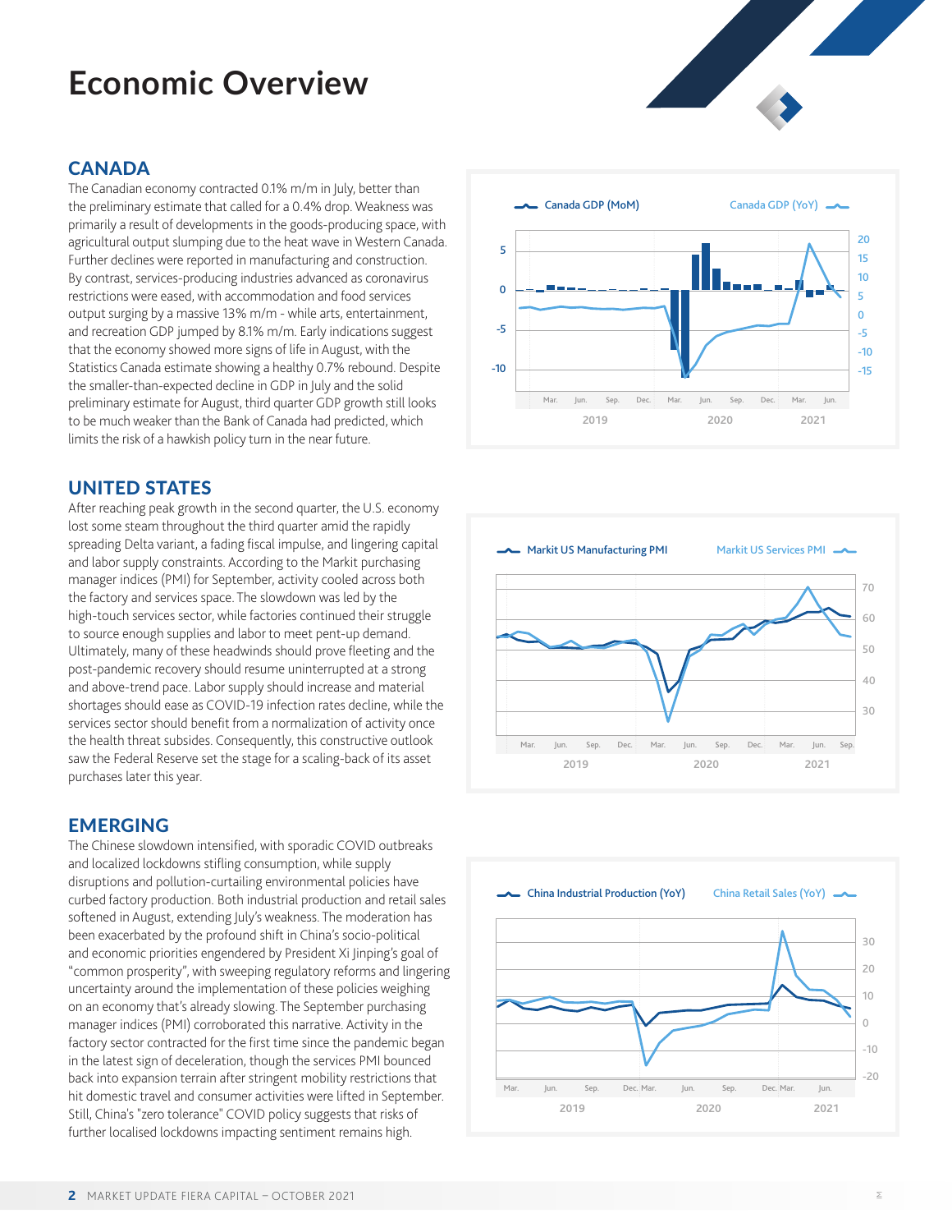# Economic Overview

## CANADA

The Canadian economy contracted 0.1% m/m in July, better than the preliminary estimate that called for a 0.4% drop. Weakness was primarily a result of developments in the goods-producing space, with agricultural output slumping due to the heat wave in Western Canada. Further declines were reported in manufacturing and construction. By contrast, services-producing industries advanced as coronavirus restrictions were eased, with accommodation and food services output surging by a massive 13% m/m - while arts, entertainment, and recreation GDP jumped by 8.1% m/m. Early indications suggest that the economy showed more signs of life in August, with the Statistics Canada estimate showing a healthy 0.7% rebound. Despite the smaller-than-expected decline in GDP in July and the solid preliminary estimate for August, third quarter GDP growth still looks to be much weaker than the Bank of Canada had predicted, which limits the risk of a hawkish policy turn in the near future.

## UNITED STATES

After reaching peak growth in the second quarter, the U.S. economy lost some steam throughout the third quarter amid the rapidly spreading Delta variant, a fading fiscal impulse, and lingering capital and labor supply constraints. According to the Markit purchasing manager indices (PMI) for September, activity cooled across both the factory and services space. The slowdown was led by the high-touch services sector, while factories continued their struggle to source enough supplies and labor to meet pent-up demand. Ultimately, many of these headwinds should prove fleeting and the post-pandemic recovery should resume uninterrupted at a strong and above-trend pace. Labor supply should increase and material shortages should ease as COVID-19 infection rates decline, while the services sector should benefit from a normalization of activity once the health threat subsides. Consequently, this constructive outlook saw the Federal Reserve set the stage for a scaling-back of its asset purchases later this year.

## EMERGING

The Chinese slowdown intensified, with sporadic COVID outbreaks and localized lockdowns stifling consumption, while supply disruptions and pollution-curtailing environmental policies have curbed factory production. Both industrial production and retail sales softened in August, extending July's weakness. The moderation has been exacerbated by the profound shift in China's socio-political and economic priorities engendered by President Xi Jinping's goal of "common prosperity", with sweeping regulatory reforms and lingering uncertainty around the implementation of these policies weighing on an economy that's already slowing. The September purchasing manager indices (PMI) corroborated this narrative. Activity in the factory sector contracted for the first time since the pandemic began in the latest sign of deceleration, though the services PMI bounced back into expansion terrain after stringent mobility restrictions that hit domestic travel and consumer activities were lifted in September. Still, China's "zero tolerance" COVID policy suggests that risks of further localised lockdowns impacting sentiment remains high.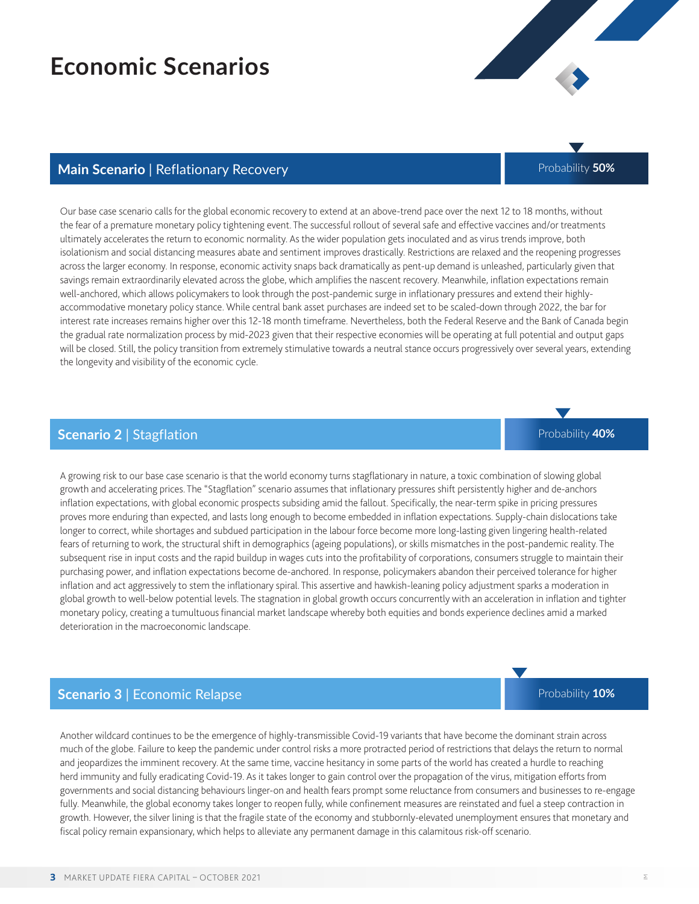# Economic Scenarios

## Main Scenario | Reflationary Recovery

Probability **50%**

Our base case scenario calls for the global economic recovery to extend at an above-trend pace over the next 12 to 18 months, without the fear of a premature monetary policy tightening event. The successful rollout of several safe and effective vaccines and/or treatments ultimately accelerates the return to economic normality. As the wider population gets inoculated and as virus trends improve, both isolationism and social distancing measures abate and sentiment improves drastically. Restrictions are relaxed and the reopening progresses across the larger economy. In response, economic activity snaps back dramatically as pent-up demand is unleashed, particularly given that savings remain extraordinarily elevated across the globe, which amplifies the nascent recovery. Meanwhile, inflation expectations remain well-anchored, which allows policymakers to look through the post-pandemic surge in inflationary pressures and extend their highly-accommodative monetary policy stance. While central bank asset purchases are indeed set to be scaled-down through 2022, the bar for interest rate increases remains higher over this 12-18 month timeframe. Nevertheless, both the Federal Reserve and the Bank of Canada begin the gradual rate normalization process by mid-2023 given that their respective economies will be operating at full potential and output gaps will be closed. Still, the policy transition from extremely stimulative towards a neutral stance occurs progressively over several years, extending the longevity and visibility of the economic cycle.

## Scenario 2 | Stagflation

Probability **40%**

A growing risk to our base case scenario is that the world economy turns stagflationary in nature, a toxic combination of slowing global growth and accelerating prices. The "Stagflation" scenario assumes that inflationary pressures shift persistently higher and de-anchors inflation expectations, with global economic prospects subsiding amid the fallout. Specifically, the near-term spike in pricing pressures proves more enduring than expected, and lasts long enough to become embedded in inflation expectations. Supply-chain dislocations take longer to correct, while shortages and subdued participation in the labour force become more long-lasting given lingering health-related fears of returning to work, the structural shift in demographics (ageing populations), or skills mismatches in the post-pandemic reality. The subsequent rise in input costs and the rapid buildup in wages cuts into the profitability of corporations, consumers struggle to maintain their purchasing power, and inflation expectations become de-anchored. In response, policymakers abandon their perceived tolerance for higher inflation and act aggressively to stem the inflationary spiral. This assertive and hawkish-leaning policy adjustment sparks a moderation in global growth to well-below potential levels. The stagnation in global growth occurs concurrently with an acceleration in inflation and tighter monetary policy, creating a tumultuous financial market landscape whereby both equities and bonds experience declines amid a marked deterioration in the macroeconomic landscape.

## Scenario 3 | Economic Relapse

Probability **10%**

Another wildcard continues to be the emergence of highly-transmissible Covid-19 variants that have become the dominant strain across much of the globe. Failure to keep the pandemic under control risks a more protracted period of restrictions that delays the return to normal and jeopardizes the imminent recovery. At the same time, vaccine hesitancy in some parts of the world has created a hurdle to reaching herd immunity and fully eradicating Covid-19. As it takes longer to gain control over the propagation of the virus, mitigation efforts from governments and social distancing behaviours linger-on and health fears prompt some reluctance from consumers and businesses to re-engage fully. Meanwhile, the global economy takes longer to reopen fully, while confinement measures are reinstated and fuel a steep contraction in growth. However, the silver lining is that the fragile state of the economy and stubbornly-elevated unemployment ensures that monetary and fiscal policy remain expansionary, which helps to alleviate any permanent damage in this calamitous risk-off scenario.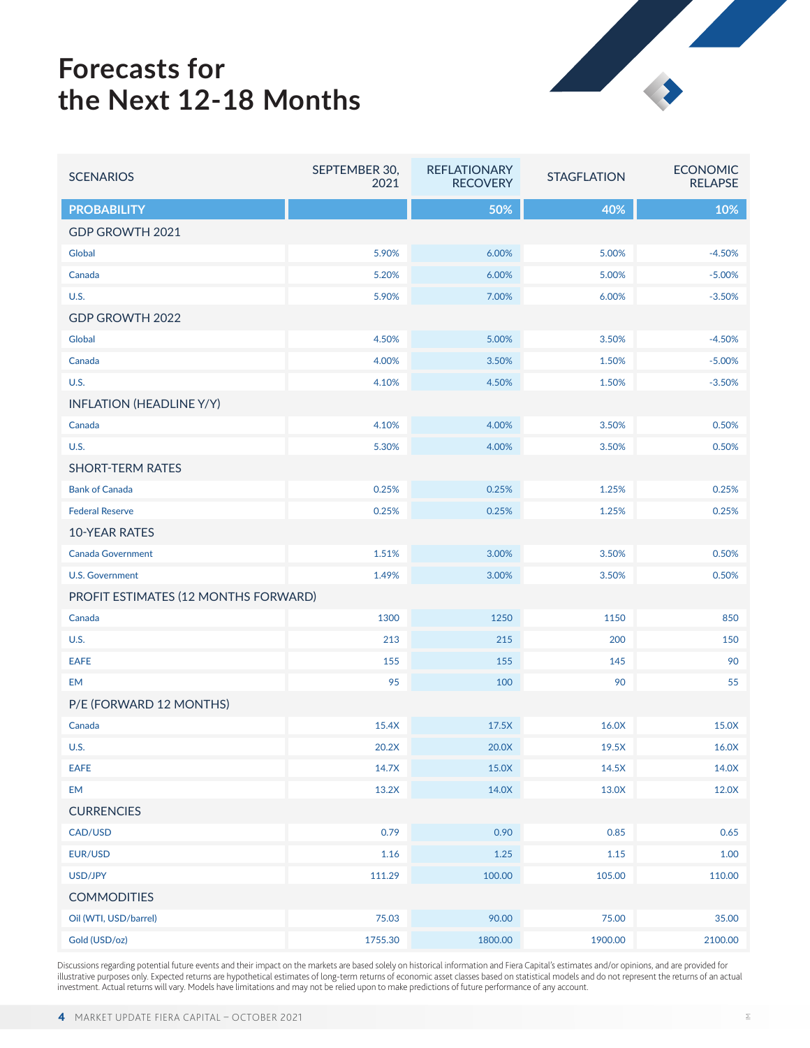# Forecasts for the Next 12-18 Months

| SCENARIOS | SEPTEMBER 30, 2021 | REFLATIONARY RECOVERY | STAGFLATION | ECONOMIC RELAPSE |
|---|---|---|---|---|
| **PROBABILITY** | | **50%** | **40%** | **10%** |
| GDP GROWTH 2021 | | | | |
| Global | 5.90% | 6.00% | 5.00% | -4.50% |
| Canada | 5.20% | 6.00% | 5.00% | -5.00% |
| U.S. | 5.90% | 7.00% | 6.00% | -3.50% |
| GDP GROWTH 2022 | | | | |
| Global | 4.50% | 5.00% | 3.50% | -4.50% |
| Canada | 4.00% | 3.50% | 1.50% | -5.00% |
| U.S. | 4.10% | 4.50% | 1.50% | -3.50% |
| INFLATION (HEADLINE Y/Y) | | | | |
| Canada | 4.10% | 4.00% | 3.50% | 0.50% |
| U.S. | 5.30% | 4.00% | 3.50% | 0.50% |
| SHORT-TERM RATES | | | | |
| Bank of Canada | 0.25% | 0.25% | 1.25% | 0.25% |
| Federal Reserve | 0.25% | 0.25% | 1.25% | 0.25% |
| 10-YEAR RATES | | | | |
| Canada Government | 1.51% | 3.00% | 3.50% | 0.50% |
| U.S. Government | 1.49% | 3.00% | 3.50% | 0.50% |
| PROFIT ESTIMATES (12 MONTHS FORWARD) | | | | |
| Canada | 1300 | 1250 | 1150 | 850 |
| U.S. | 213 | 215 | 200 | 150 |
| EAFE | 155 | 155 | 145 | 90 |
| EM | 95 | 100 | 90 | 55 |
| P/E (FORWARD 12 MONTHS) | | | | |
| Canada | 15.4X | 17.5X | 16.0X | 15.0X |
| U.S. | 20.2X | 20.0X | 19.5X | 16.0X |
| EAFE | 14.7X | 15.0X | 14.5X | 14.0X |
| EM | 13.2X | 14.0X | 13.0X | 12.0X |
| CURRENCIES | | | | |
| CAD/USD | 0.79 | 0.90 | 0.85 | 0.65 |
| EUR/USD | 1.16 | 1.25 | 1.15 | 1.00 |
| USD/JPY | 111.29 | 100.00 | 105.00 | 110.00 |
| COMMODITIES | | | | |
| Oil (WTI, USD/barrel) | 75.03 | 90.00 | 75.00 | 35.00 |
| Gold (USD/oz) | 1755.30 | 1800.00 | 1900.00 | 2100.00 |

Discussions regarding potential future events and their impact on the markets are based solely on historical information and Fiera Capital's estimates and/or opinions, and are provided for illustrative purposes only. Expected returns are hypothetical estimates of long-term returns of economic asset classes based on statistical models and do not represent the returns of an actual investment. Actual returns will vary. Models have limitations and may not be relied upon to make predictions of future performance of any account.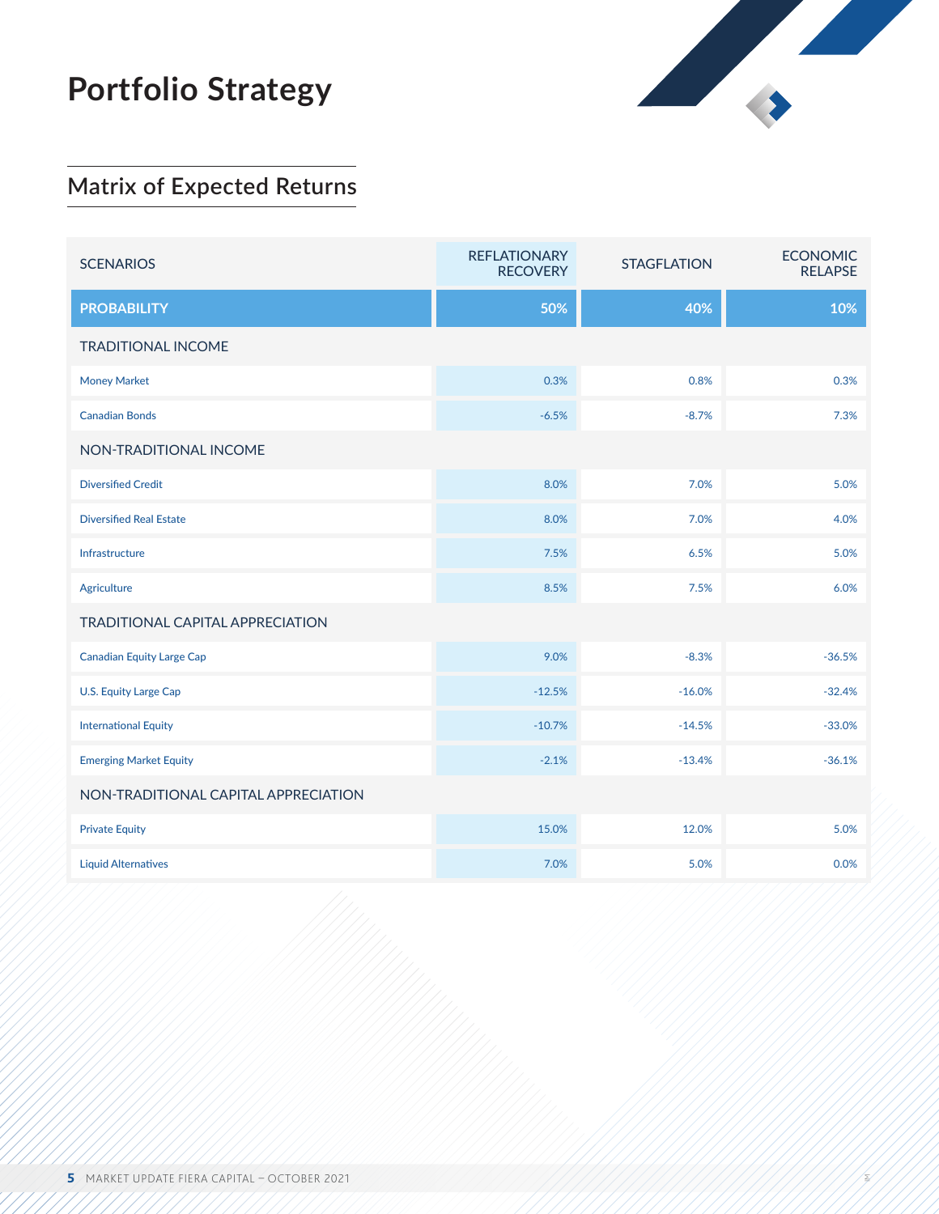# Portfolio Strategy

## Matrix of Expected Returns

| SCENARIOS | REFLATIONARY RECOVERY | STAGFLATION | ECONOMIC RELAPSE |
|---|---|---|---|
| **PROBABILITY** | **50%** | **40%** | **10%** |
| TRADITIONAL INCOME | | | |
| Money Market | 0.3% | 0.8% | 0.3% |
| Canadian Bonds | -6.5% | -8.7% | 7.3% |
| NON-TRADITIONAL INCOME | | | |
| Diversified Credit | 8.0% | 7.0% | 5.0% |
| Diversified Real Estate | 8.0% | 7.0% | 4.0% |
| Infrastructure | 7.5% | 6.5% | 5.0% |
| Agriculture | 8.5% | 7.5% | 6.0% |
| TRADITIONAL CAPITAL APPRECIATION | | | |
| Canadian Equity Large Cap | 9.0% | -8.3% | -36.5% |
| U.S. Equity Large Cap | -12.5% | -16.0% | -32.4% |
| International Equity | -10.7% | -14.5% | -33.0% |
| Emerging Market Equity | -2.1% | -13.4% | -36.1% |
| NON-TRADITIONAL CAPITAL APPRECIATION | | | |
| Private Equity | 15.0% | 12.0% | 5.0% |
| Liquid Alternatives | 7.0% | 5.0% | 0.0% |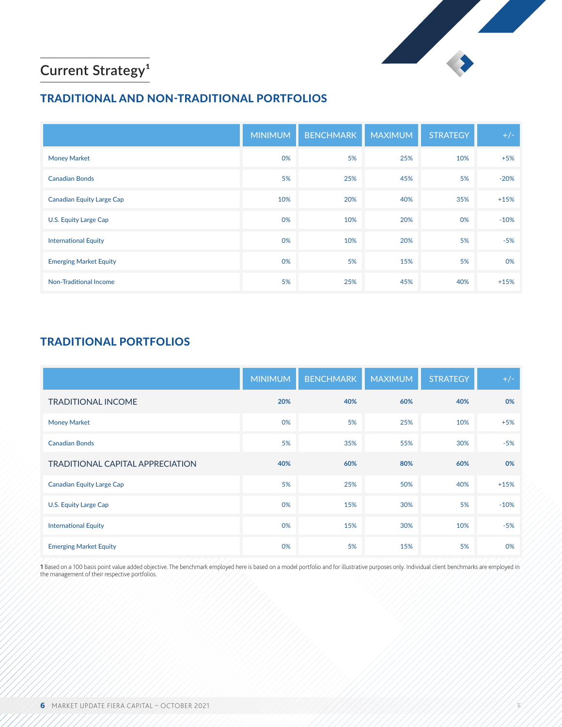## Current Strategy[1]

### TRADITIONAL AND NON-TRADITIONAL PORTFOLIOS

| | MINIMUM | BENCHMARK | MAXIMUM | STRATEGY | +/- |
|---|---|---|---|---|---|
| Money Market | 0% | 5% | 25% | 10% | +5% |
| Canadian Bonds | 5% | 25% | 45% | 5% | -20% |
| Canadian Equity Large Cap | 10% | 20% | 40% | 35% | +15% |
| U.S. Equity Large Cap | 0% | 10% | 20% | 0% | -10% |
| International Equity | 0% | 10% | 20% | 5% | -5% |
| Emerging Market Equity | 0% | 5% | 15% | 5% | 0% |
| Non-Traditional Income | 5% | 25% | 45% | 40% | +15% |

### TRADITIONAL PORTFOLIOS

| | MINIMUM | BENCHMARK | MAXIMUM | STRATEGY | +/- |
|---|---|---|---|---|---|
| TRADITIONAL INCOME | **20%** | **40%** | **60%** | **40%** | **0%** |
| Money Market | 0% | 5% | 25% | 10% | +5% |
| Canadian Bonds | 5% | 35% | 55% | 30% | -5% |
| TRADITIONAL CAPITAL APPRECIATION | **40%** | **60%** | **80%** | **60%** | **0%** |
| Canadian Equity Large Cap | 5% | 25% | 50% | 40% | +15% |
| U.S. Equity Large Cap | 0% | 15% | 30% | 5% | -10% |
| International Equity | 0% | 15% | 30% | 10% | -5% |
| Emerging Market Equity | 0% | 5% | 15% | 5% | 0% |

**1** Based on a 100 basis point value added objective. The benchmark employed here is based on a model portfolio and for illustrative purposes only. Individual client benchmarks are employed in the management of their respective portfolios.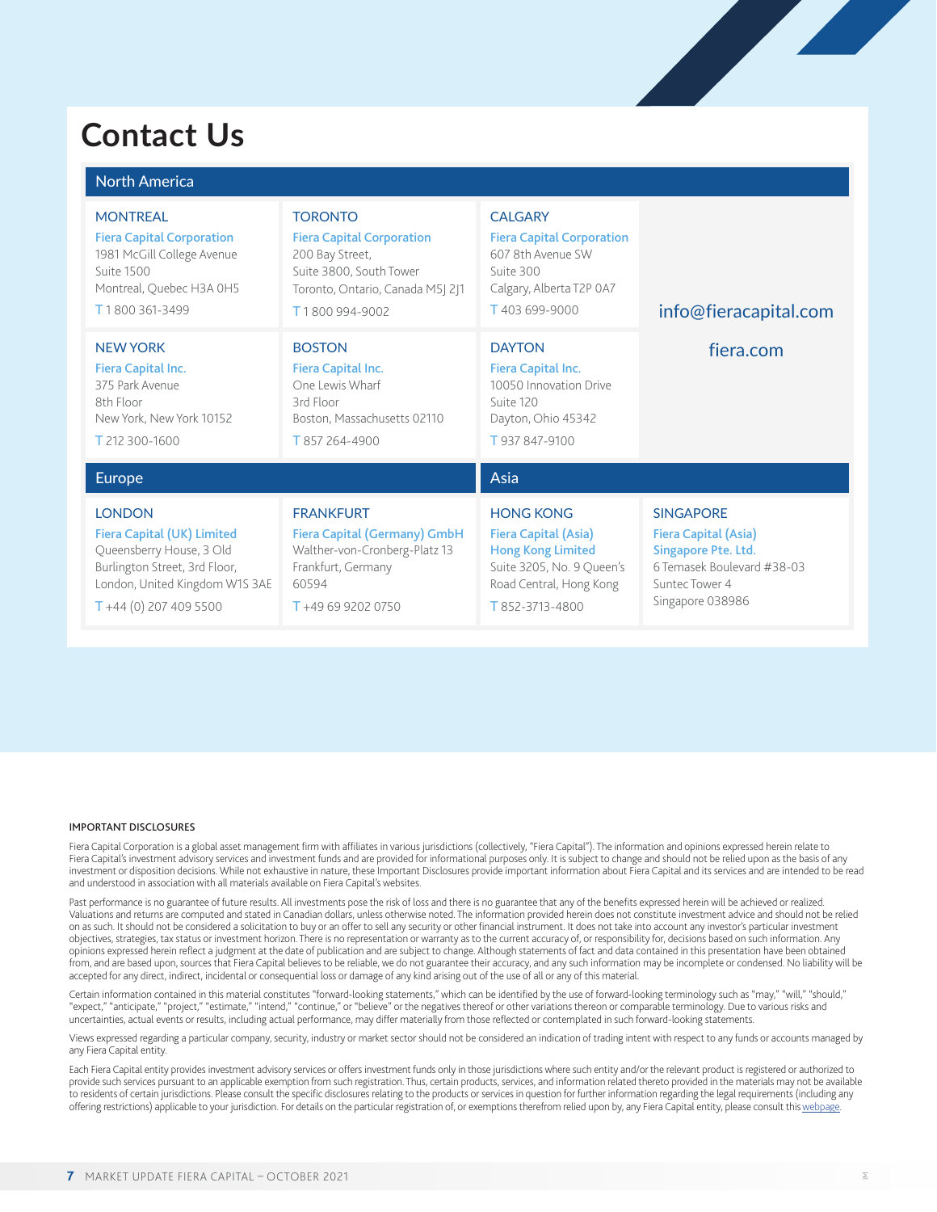# Contact Us

## North America

**MONTREAL**
Fiera Capital Corporation
1981 McGill College Avenue
Suite 1500
Montreal, Quebec H3A 0H5
T 1 800 361-3499

**TORONTO**
Fiera Capital Corporation
200 Bay Street,
Suite 3800, South Tower
Toronto, Ontario, Canada M5J 2J1
T 1 800 994-9002

**CALGARY**
Fiera Capital Corporation
607 8th Avenue SW
Suite 300
Calgary, Alberta T2P 0A7
T 403 699-9000

**NEW YORK**
Fiera Capital Inc.
375 Park Avenue
8th Floor
New York, New York 10152
T 212 300-1600

**BOSTON**
Fiera Capital Inc.
One Lewis Wharf
3rd Floor
Boston, Massachusetts 02110
T 857 264-4900

**DAYTON**
Fiera Capital Inc.
10050 Innovation Drive
Suite 120
Dayton, Ohio 45342
T 937 847-9100

info@fieracapital.com

fiera.com

## Europe

**LONDON**
Fiera Capital (UK) Limited
Queensberry House, 3 Old
Burlington Street, 3rd Floor,
London, United Kingdom W1S 3AE
T +44 (0) 207 409 5500

**FRANKFURT**
Fiera Capital (Germany) GmbH
Walther-von-Cronberg-Platz 13
Frankfurt, Germany
60594
T +49 69 9202 0750

## Asia

**HONG KONG**
Fiera Capital (Asia)
Hong Kong Limited
Suite 3205, No. 9 Queen's
Road Central, Hong Kong
T 852-3713-4800

**SINGAPORE**
Fiera Capital (Asia)
Singapore Pte. Ltd.
6 Temasek Boulevard #38-03
Suntec Tower 4
Singapore 038986

**IMPORTANT DISCLOSURES**

Fiera Capital Corporation is a global asset management firm with affiliates in various jurisdictions (collectively, "Fiera Capital"). The information and opinions expressed herein relate to Fiera Capital's investment advisory services and investment funds and are provided for informational purposes only. It is subject to change and should not be relied upon as the basis of any investment or disposition decisions. While not exhaustive in nature, these Important Disclosures provide important information about Fiera Capital and its services and are intended to be read and understood in association with all materials available on Fiera Capital's websites.

Past performance is no guarantee of future results. All investments pose the risk of loss and there is no guarantee that any of the benefits expressed herein will be achieved or realized. Valuations and returns are computed and stated in Canadian dollars, unless otherwise noted. The information provided herein does not constitute investment advice and should not be relied on as such. It should not be considered a solicitation to buy or an offer to sell any security or other financial instrument. It does not take into account any investor's particular investment objectives, strategies, tax status or investment horizon. There is no representation or warranty as to the current accuracy of, or responsibility for, decisions based on such information. Any opinions expressed herein reflect a judgment at the date of publication and are subject to change. Although statements of fact and data contained in this presentation have been obtained from, and are based upon, sources that Fiera Capital believes to be reliable, we do not guarantee their accuracy, and any such information may be incomplete or condensed. No liability will be accepted for any direct, indirect, incidental or consequential loss or damage of any kind arising out of the use of all or any of this material.

Certain information contained in this material constitutes "forward-looking statements," which can be identified by the use of forward-looking terminology such as "may," "will," "should," "expect," "anticipate," "project," "estimate," "intend," "continue," or "believe" or the negatives thereof or other variations thereon or comparable terminology. Due to various risks and uncertainties, actual events or results, including actual performance, may differ materially from those reflected or contemplated in such forward-looking statements.

Views expressed regarding a particular company, security, industry or market sector should not be considered an indication of trading intent with respect to any funds or accounts managed by any Fiera Capital entity.

Each Fiera Capital entity provides investment advisory services or offers investment funds only in those jurisdictions where such entity and/or the relevant product is registered or authorized to provide such services pursuant to an applicable exemption from such registration. Thus, certain products, services, and information related thereto provided in the materials may not be available to residents of certain jurisdictions. Please consult the specific disclosures relating to the products or services in question for further information regarding the legal requirements (including any offering restrictions) applicable to your jurisdiction. For details on the particular registration of, or exemptions therefrom relied upon by, any Fiera Capital entity, please consult this webpage.